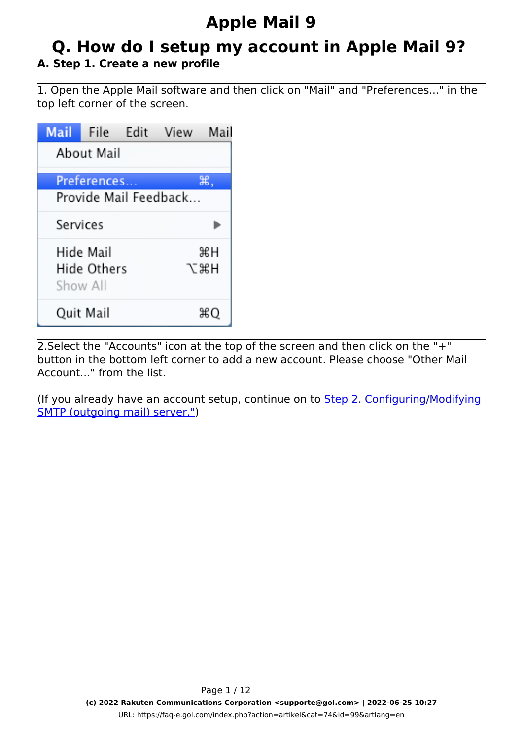# Apple Mail 9

## Q. How do I setup my account in Apple Mail 9?

### A. Step 1. Create a new profile

---

1. Open the Apple Mail software and then click on "Mail" and "Preferences..." in the top left corner of the screen.

---

2.Select the "Accounts" icon at the top of the screen and then click on the "+" button in the bottom left corner to add a new account. Please choose "Other Mail Account..." from the list.

(If you already have an account setup, continue on to Step 2. Configuring/Modifying SMTP (outgoing mail) server.")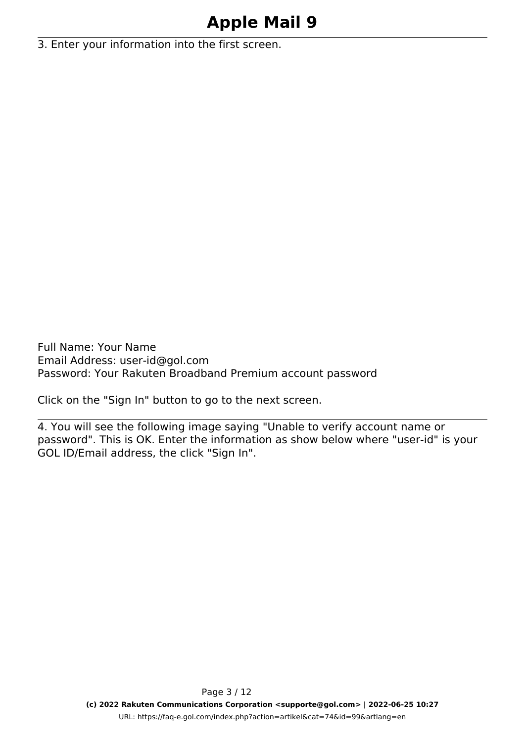3. Enter your information into the first screen.

Full Name: Your Name
Email Address: user-id@gol.com
Password: Your Rakuten Broadband Premium account password

Click on the "Sign In" button to go to the next screen.

---

4. You will see the following image saying "Unable to verify account name or password". This is OK. Enter the information as show below where "user-id" is your GOL ID/Email address, the click "Sign In".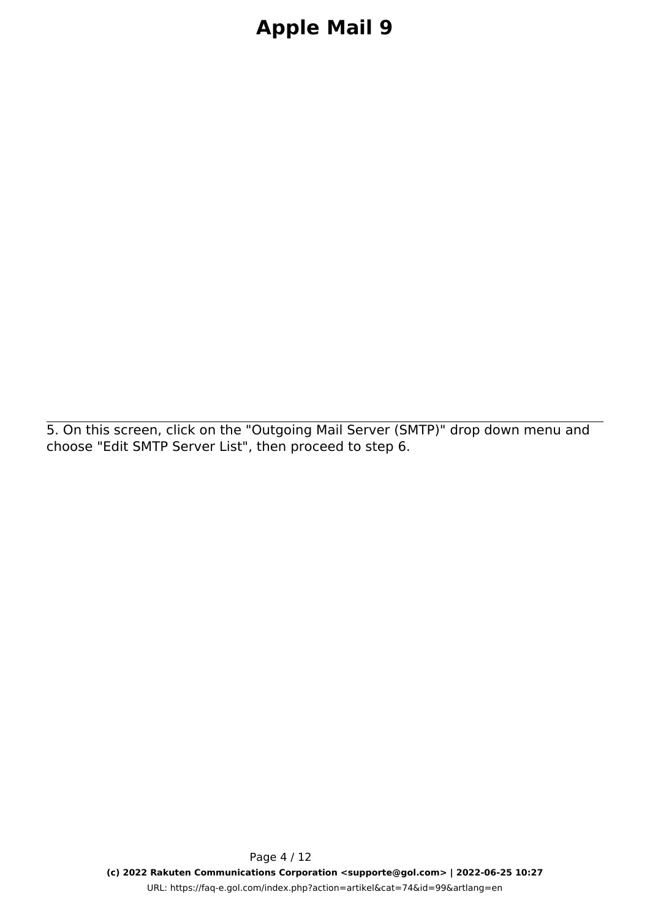5. On this screen, click on the "Outgoing Mail Server (SMTP)" drop down menu and choose "Edit SMTP Server List", then proceed to step 6.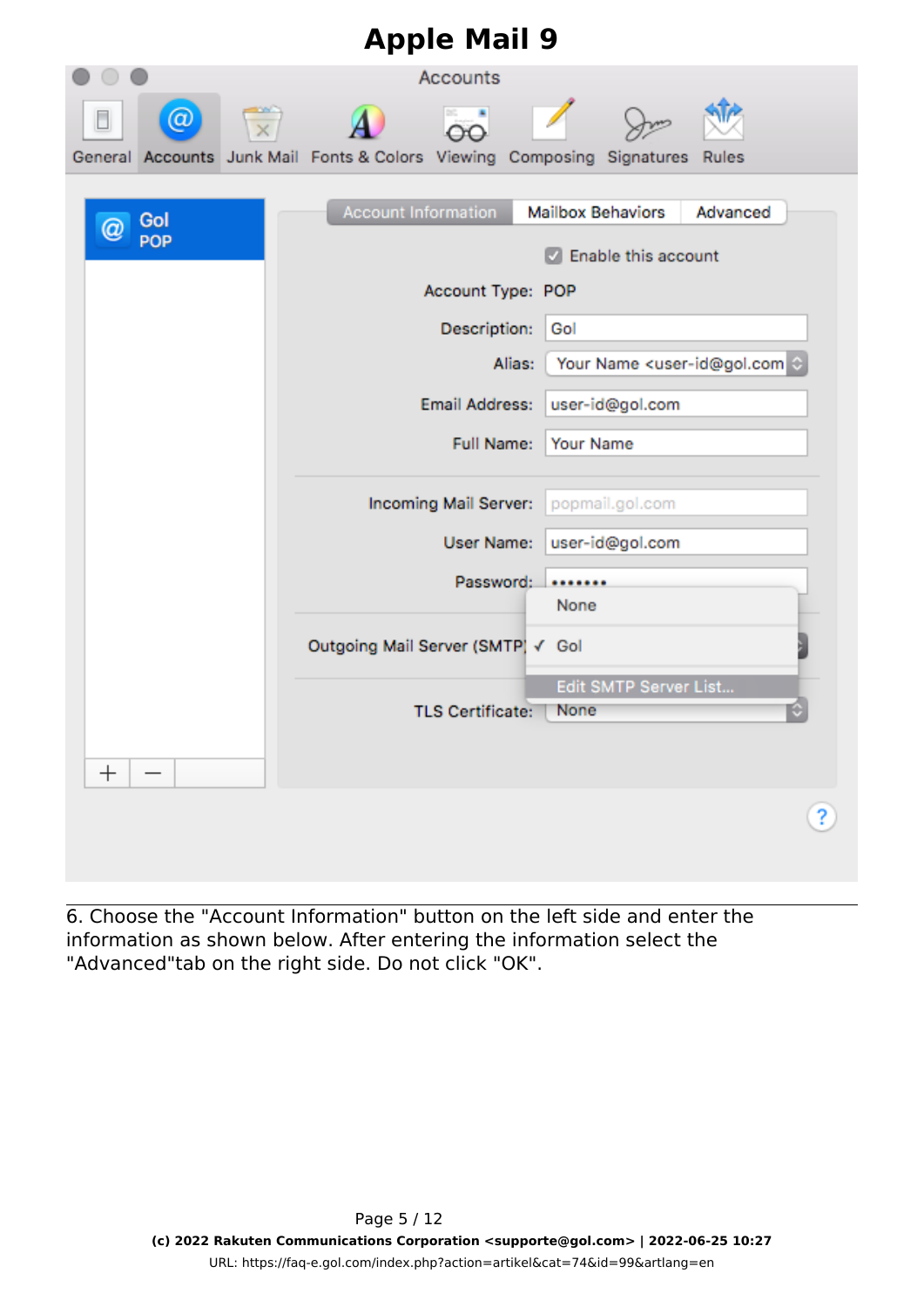# Apple Mail 9

Accounts

General | Accounts | Junk Mail | Fonts & Colors | Viewing | Composing | Signatures | Rules

Gol
POP

Account Information | Mailbox Behaviors | Advanced

Enable this account

Account Type: POP

Description: Gol

Alias: Your Name <user-id@gol.com

Email Address: user-id@gol.com

Full Name: Your Name

Incoming Mail Server: popmail.gol.com

User Name: user-id@gol.com

Password: •••••••

Outgoing Mail Server (SMTP): None / ✓ Gol / Edit SMTP Server List...

TLS Certificate: None

6. Choose the "Account Information" button on the left side and enter the information as shown below. After entering the information select the "Advanced"tab on the right side. Do not click "OK".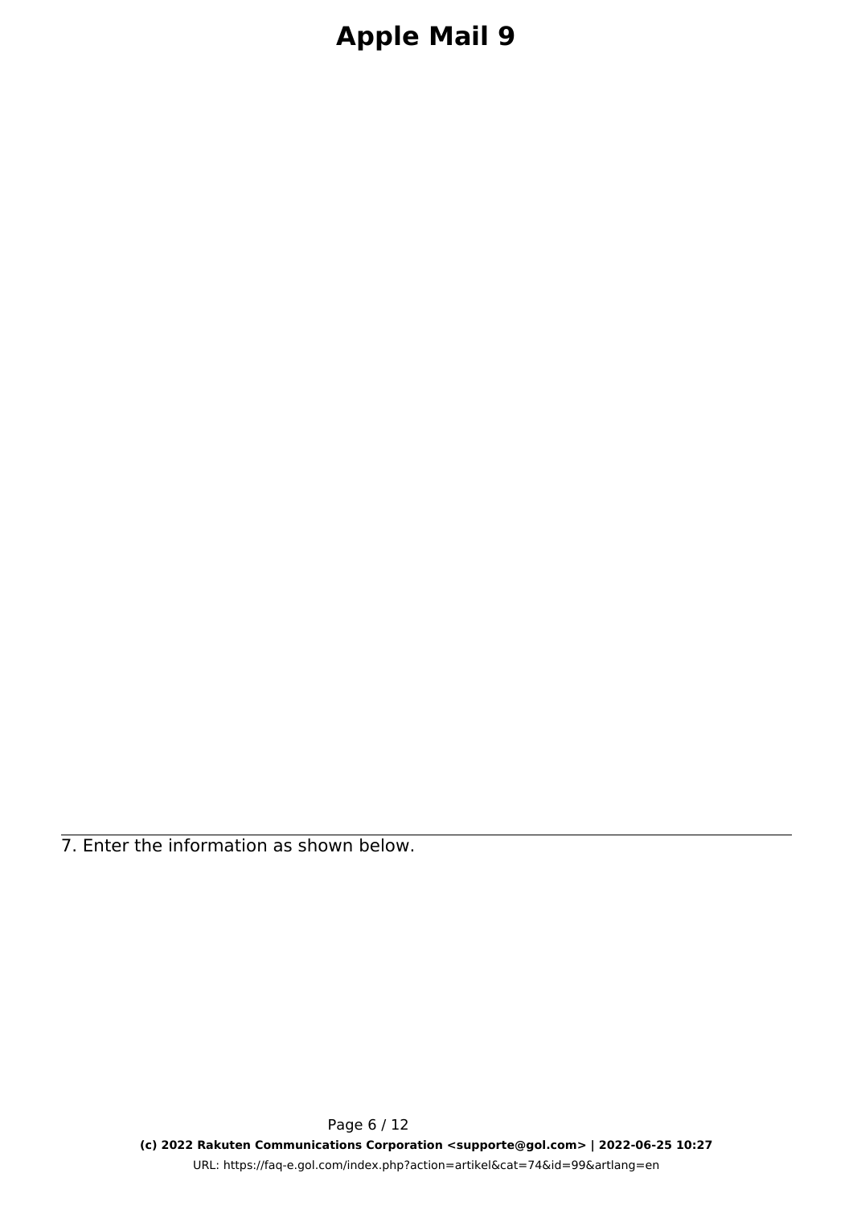7. Enter the information as shown below.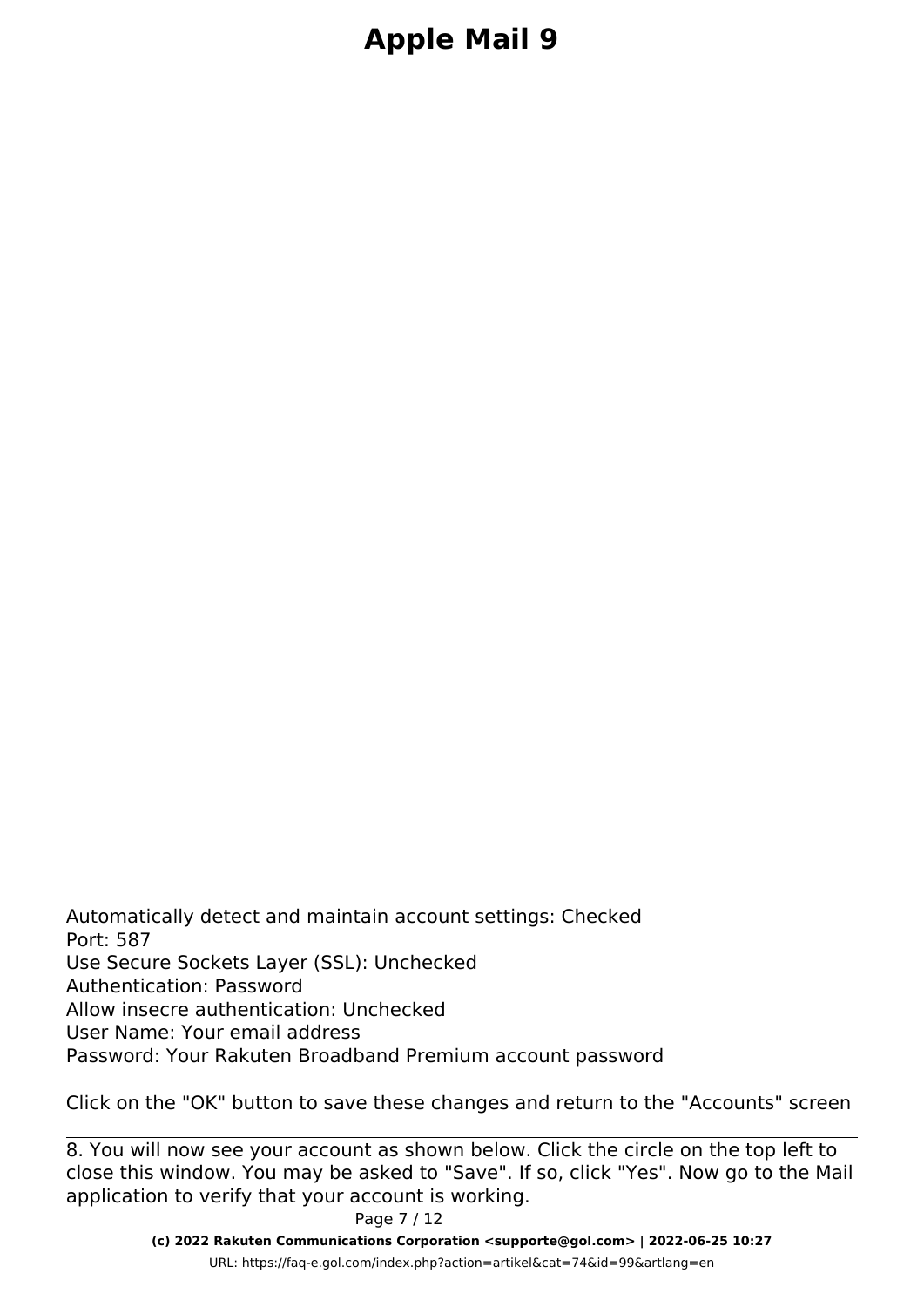# Apple Mail 9

Automatically detect and maintain account settings: Checked
Port: 587
Use Secure Sockets Layer (SSL): Unchecked
Authentication: Password
Allow insecre authentication: Unchecked
User Name: Your email address
Password: Your Rakuten Broadband Premium account password

Click on the "OK" button to save these changes and return to the "Accounts" screen

---

8. You will now see your account as shown below. Click the circle on the top left to close this window. You may be asked to "Save". If so, click "Yes". Now go to the Mail application to verify that your account is working.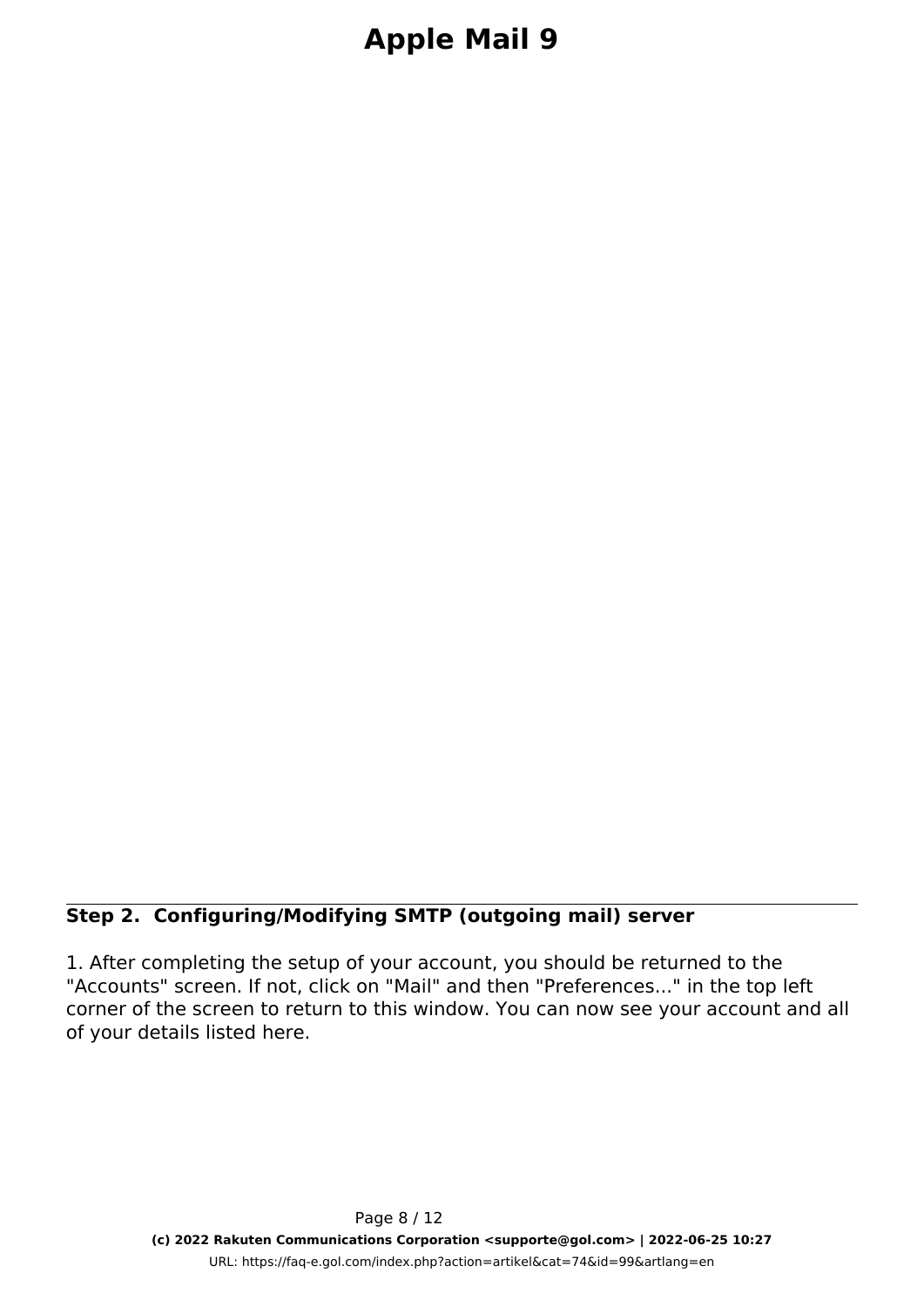## Step 2. Configuring/Modifying SMTP (outgoing mail) server

1. After completing the setup of your account, you should be returned to the "Accounts" screen. If not, click on "Mail" and then "Preferences..." in the top left corner of the screen to return to this window. You can now see your account and all of your details listed here.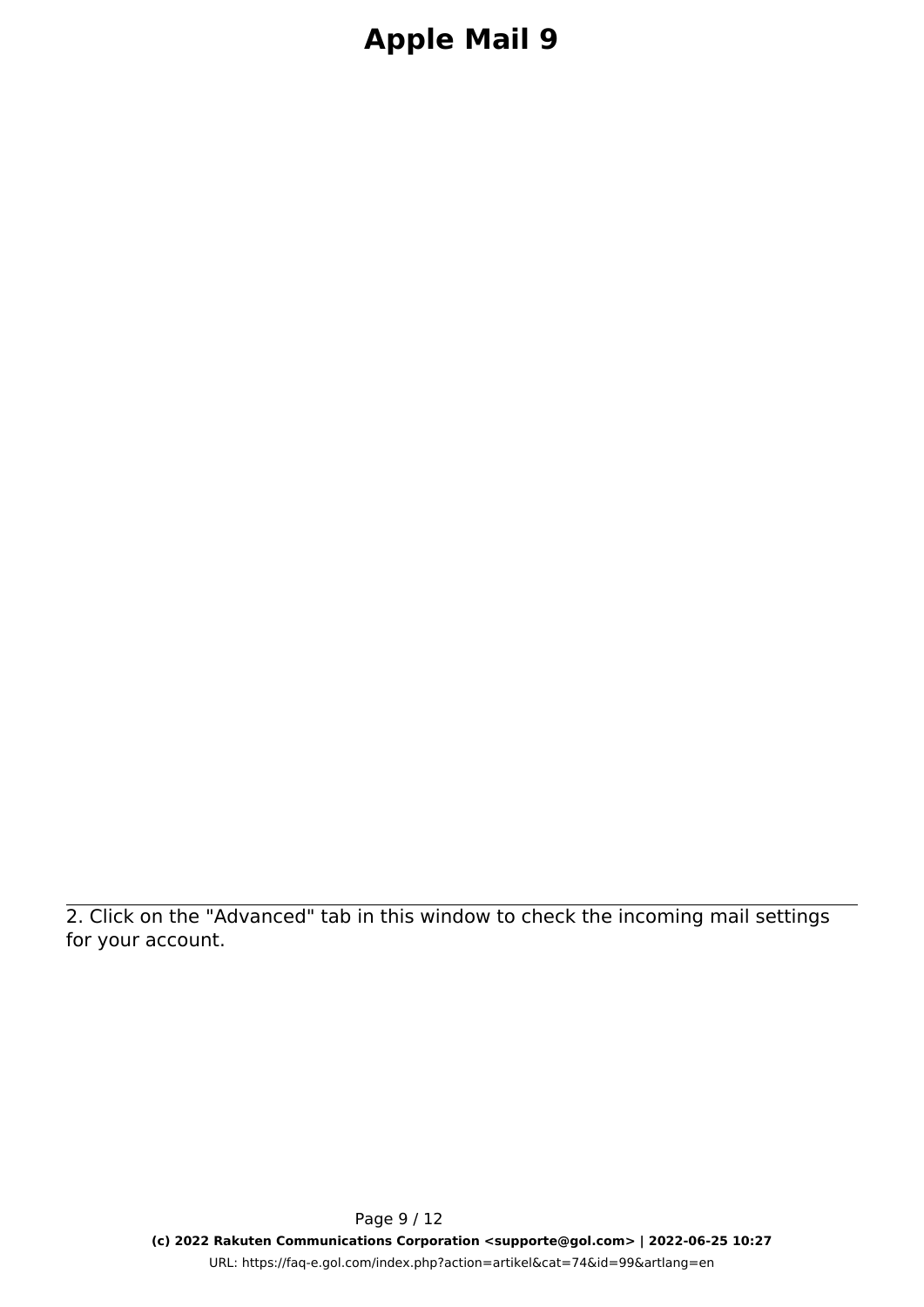2. Click on the "Advanced" tab in this window to check the incoming mail settings for your account.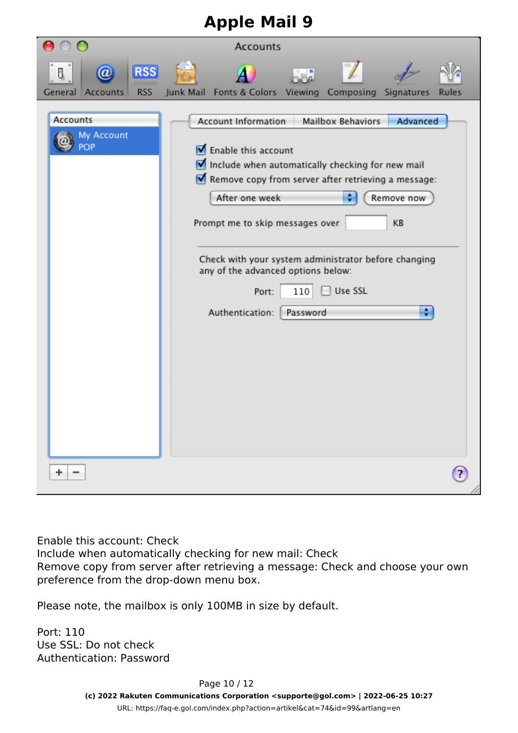# Apple Mail 9

Enable this account: Check
Include when automatically checking for new mail: Check
Remove copy from server after retrieving a message: Check and choose your own preference from the drop-down menu box.

Please note, the mailbox is only 100MB in size by default.

Port: 110
Use SSL: Do not check
Authentication: Password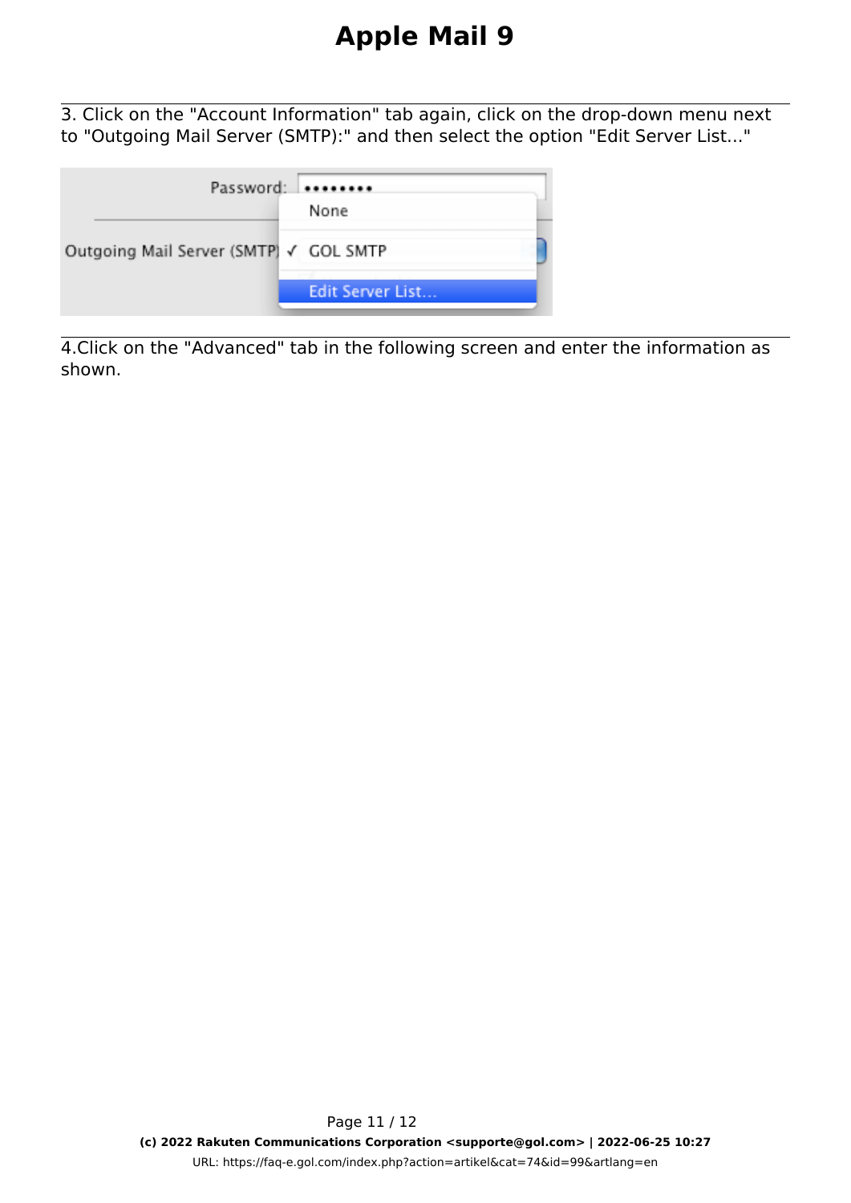3. Click on the "Account Information" tab again, click on the drop-down menu next to "Outgoing Mail Server (SMTP):" and then select the option "Edit Server List..."

Password:

None

Outgoing Mail Server (SMTP) ✓ GOL SMTP

Edit Server List...

4.Click on the "Advanced" tab in the following screen and enter the information as shown.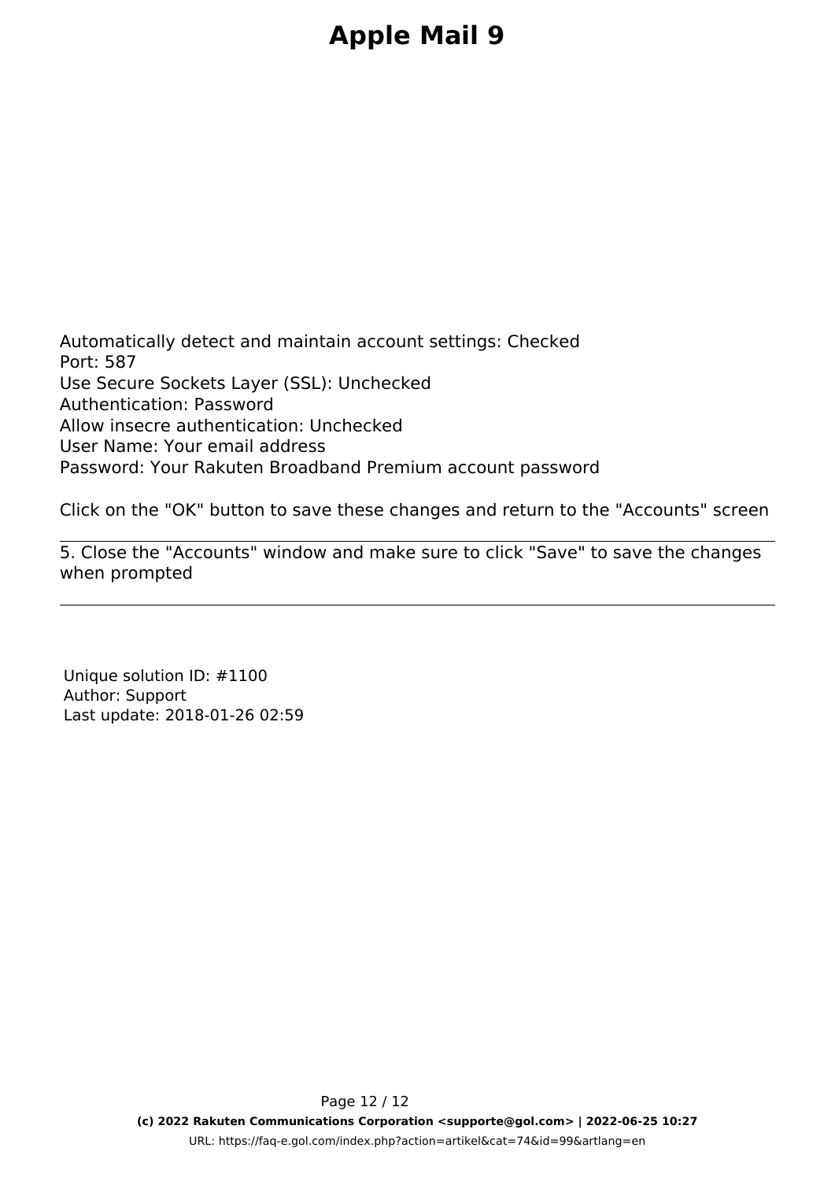Automatically detect and maintain account settings: Checked
Port: 587
Use Secure Sockets Layer (SSL): Unchecked
Authentication: Password
Allow insecre authentication: Unchecked
User Name: Your email address
Password: Your Rakuten Broadband Premium account password

Click on the "OK" button to save these changes and return to the "Accounts" screen

---

5. Close the "Accounts" window and make sure to click "Save" to save the changes when prompted

---

Unique solution ID: #1100
Author: Support
Last update: 2018-01-26 02:59